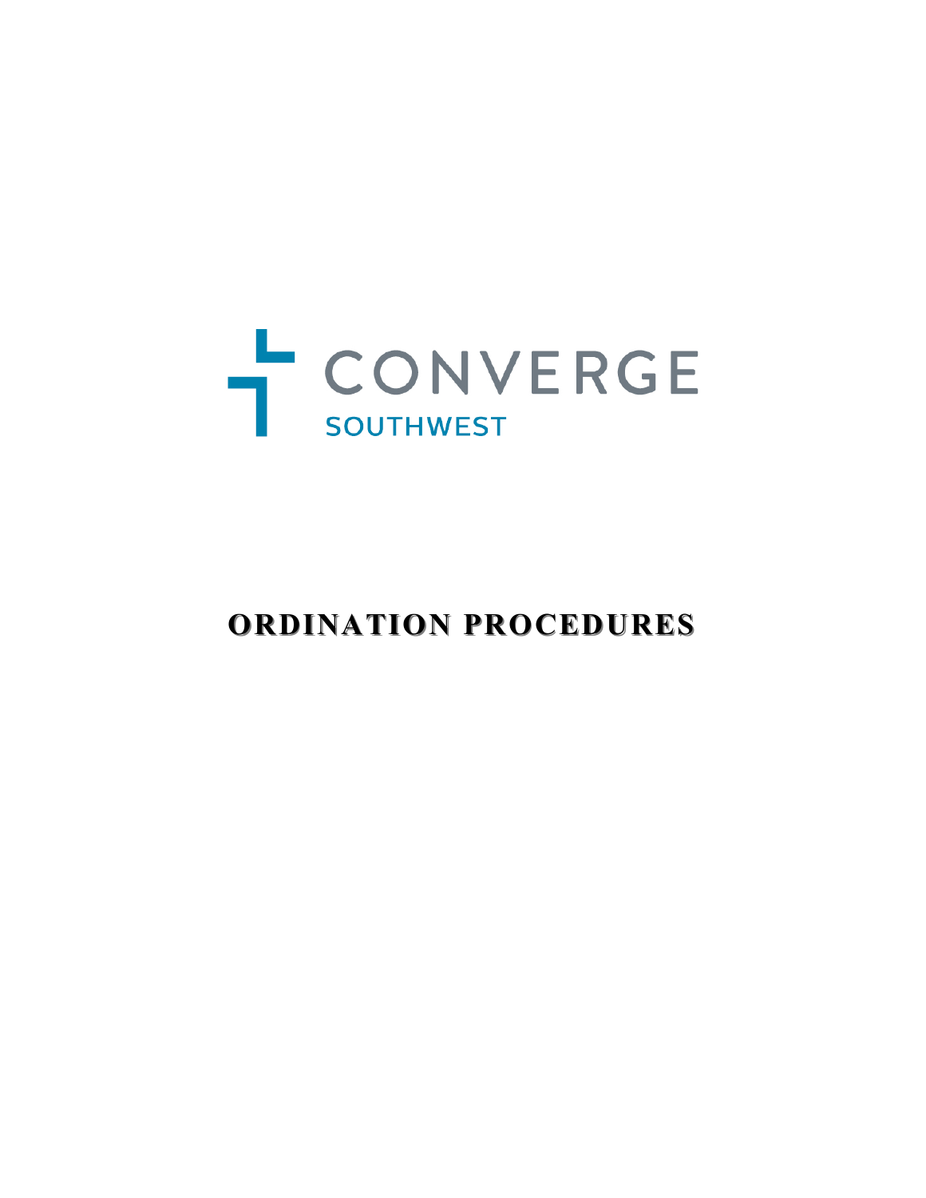CONVERGE

SOUTHWEST

# ORDINATION PROCEDURES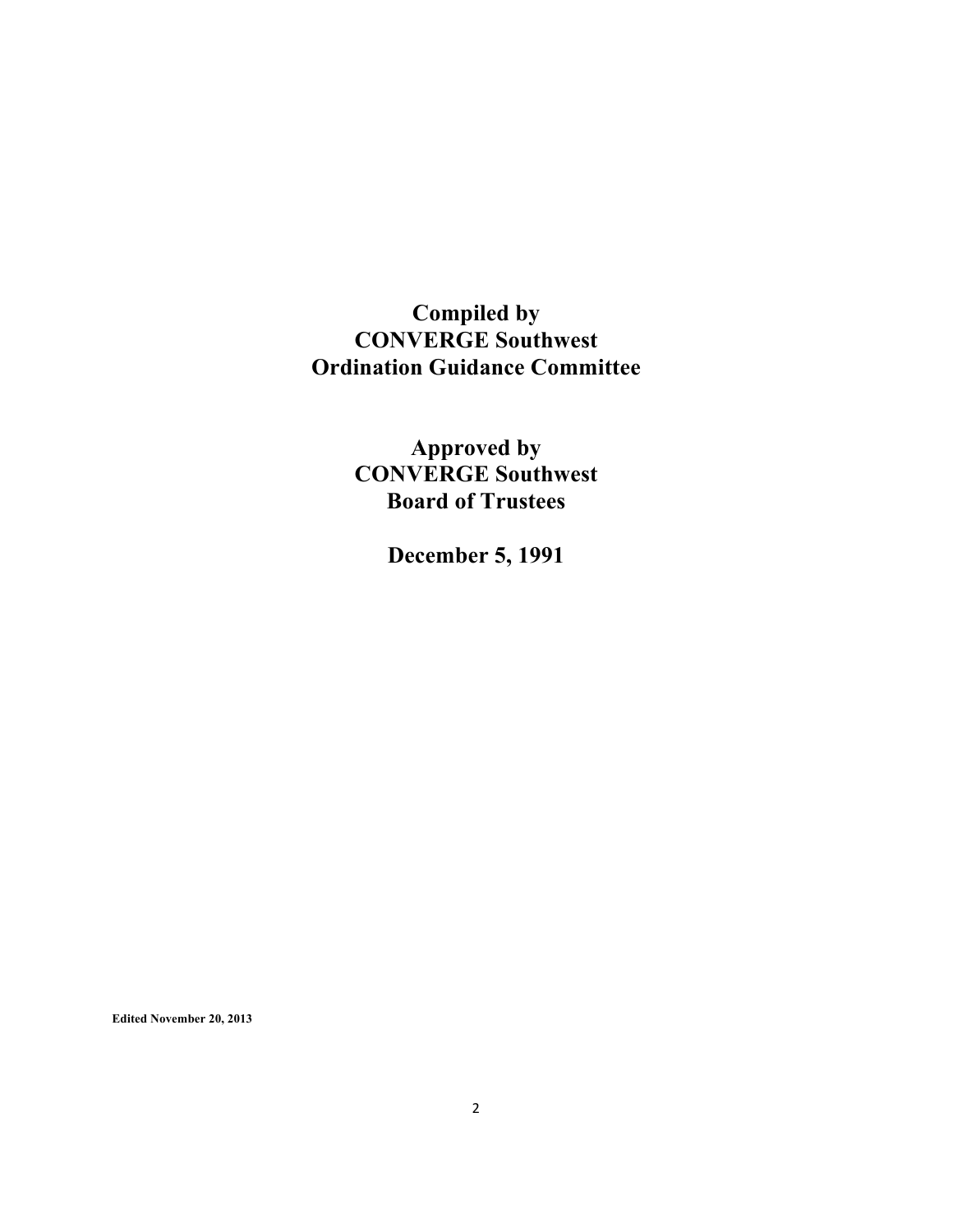**Compiled by**
**CONVERGE Southwest**
**Ordination Guidance Committee**

**Approved by**
**CONVERGE Southwest**
**Board of Trustees**

**December 5, 1991**

**Edited November 20, 2013**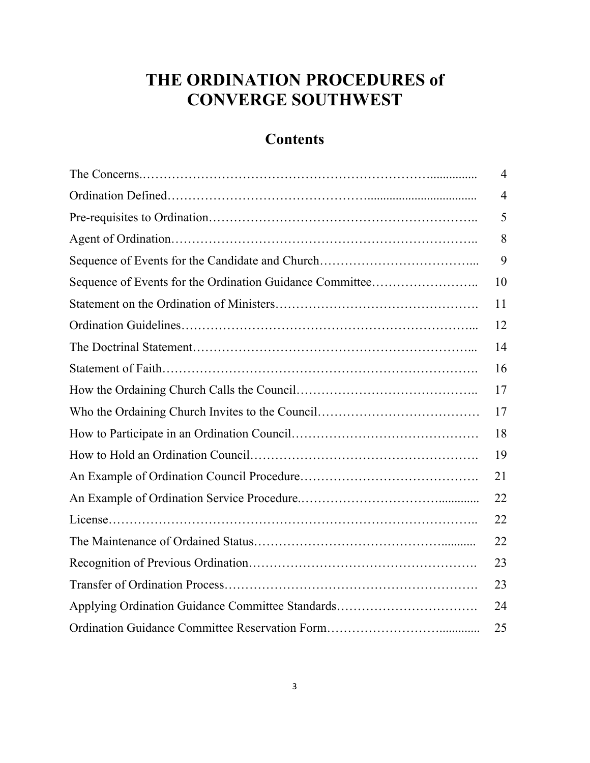# THE ORDINATION PROCEDURES of CONVERGE SOUTHWEST

## Contents

| | |
|---|---|
| The Concerns | 4 |
| Ordination Defined | 4 |
| Pre-requisites to Ordination | 5 |
| Agent of Ordination | 8 |
| Sequence of Events for the Candidate and Church | 9 |
| Sequence of Events for the Ordination Guidance Committee | 10 |
| Statement on the Ordination of Ministers | 11 |
| Ordination Guidelines | 12 |
| The Doctrinal Statement | 14 |
| Statement of Faith | 16 |
| How the Ordaining Church Calls the Council | 17 |
| Who the Ordaining Church Invites to the Council | 17 |
| How to Participate in an Ordination Council | 18 |
| How to Hold an Ordination Council | 19 |
| An Example of Ordination Council Procedure | 21 |
| An Example of Ordination Service Procedure | 22 |
| License | 22 |
| The Maintenance of Ordained Status | 22 |
| Recognition of Previous Ordination | 23 |
| Transfer of Ordination Process | 23 |
| Applying Ordination Guidance Committee Standards | 24 |
| Ordination Guidance Committee Reservation Form | 25 |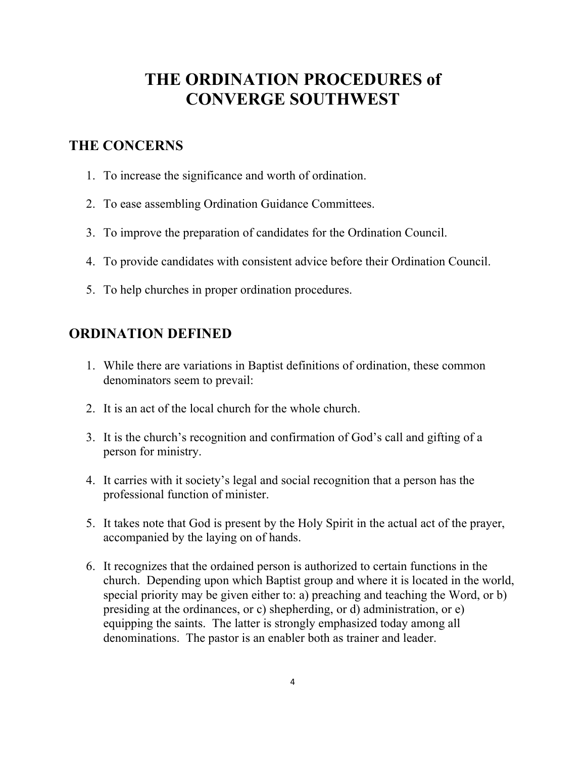# THE ORDINATION PROCEDURES of CONVERGE SOUTHWEST

## THE CONCERNS

1. To increase the significance and worth of ordination.

2. To ease assembling Ordination Guidance Committees.

3. To improve the preparation of candidates for the Ordination Council.

4. To provide candidates with consistent advice before their Ordination Council.

5. To help churches in proper ordination procedures.

## ORDINATION DEFINED

1. While there are variations in Baptist definitions of ordination, these common denominators seem to prevail:

2. It is an act of the local church for the whole church.

3. It is the church's recognition and confirmation of God's call and gifting of a person for ministry.

4. It carries with it society's legal and social recognition that a person has the professional function of minister.

5. It takes note that God is present by the Holy Spirit in the actual act of the prayer, accompanied by the laying on of hands.

6. It recognizes that the ordained person is authorized to certain functions in the church. Depending upon which Baptist group and where it is located in the world, special priority may be given either to: a) preaching and teaching the Word, or b) presiding at the ordinances, or c) shepherding, or d) administration, or e) equipping the saints. The latter is strongly emphasized today among all denominations. The pastor is an enabler both as trainer and leader.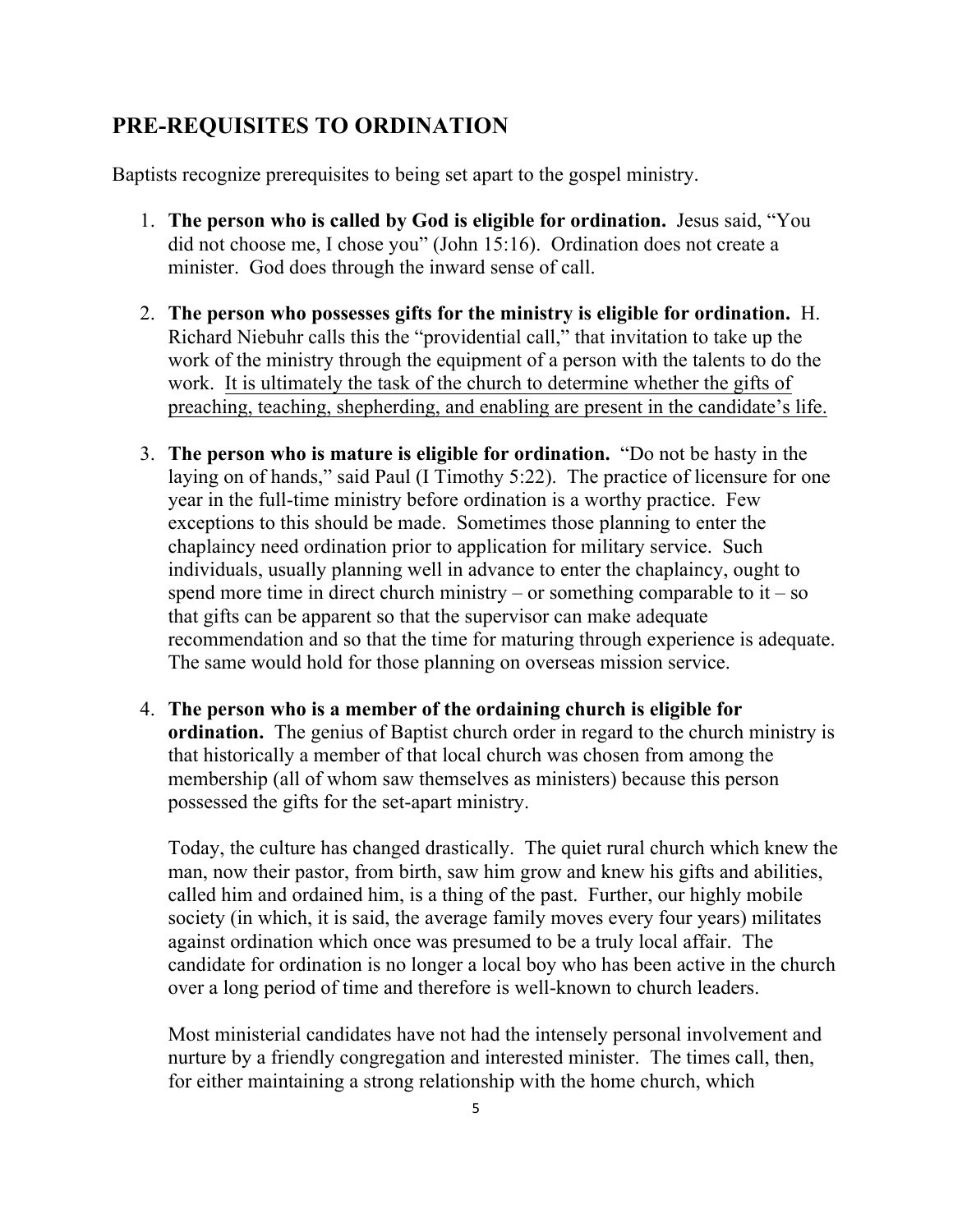## PRE-REQUISITES TO ORDINATION

Baptists recognize prerequisites to being set apart to the gospel ministry.

1. **The person who is called by God is eligible for ordination.** Jesus said, "You did not choose me, I chose you" (John 15:16). Ordination does not create a minister. God does through the inward sense of call.

2. **The person who possesses gifts for the ministry is eligible for ordination.** H. Richard Niebuhr calls this the "providential call," that invitation to take up the work of the ministry through the equipment of a person with the talents to do the work. <u>It is ultimately the task of the church to determine whether the gifts of preaching, teaching, shepherding, and enabling are present in the candidate's life.</u>

3. **The person who is mature is eligible for ordination.** "Do not be hasty in the laying on of hands," said Paul (I Timothy 5:22). The practice of licensure for one year in the full-time ministry before ordination is a worthy practice. Few exceptions to this should be made. Sometimes those planning to enter the chaplaincy need ordination prior to application for military service. Such individuals, usually planning well in advance to enter the chaplaincy, ought to spend more time in direct church ministry – or something comparable to it – so that gifts can be apparent so that the supervisor can make adequate recommendation and so that the time for maturing through experience is adequate. The same would hold for those planning on overseas mission service.

4. **The person who is a member of the ordaining church is eligible for ordination.** The genius of Baptist church order in regard to the church ministry is that historically a member of that local church was chosen from among the membership (all of whom saw themselves as ministers) because this person possessed the gifts for the set-apart ministry.

   Today, the culture has changed drastically. The quiet rural church which knew the man, now their pastor, from birth, saw him grow and knew his gifts and abilities, called him and ordained him, is a thing of the past. Further, our highly mobile society (in which, it is said, the average family moves every four years) militates against ordination which once was presumed to be a truly local affair. The candidate for ordination is no longer a local boy who has been active in the church over a long period of time and therefore is well-known to church leaders.

   Most ministerial candidates have not had the intensely personal involvement and nurture by a friendly congregation and interested minister. The times call, then, for either maintaining a strong relationship with the home church, which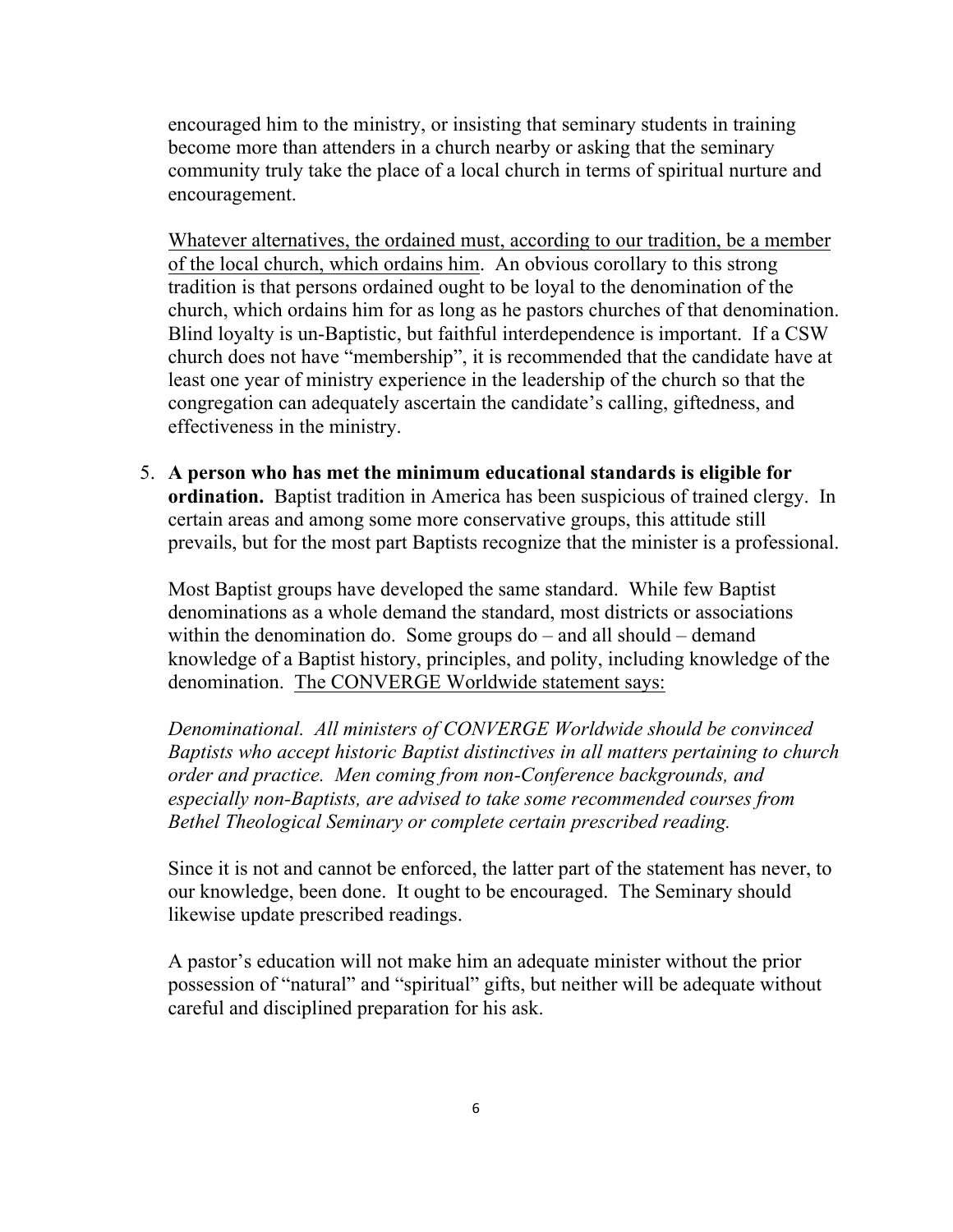encouraged him to the ministry, or insisting that seminary students in training become more than attenders in a church nearby or asking that the seminary community truly take the place of a local church in terms of spiritual nurture and encouragement.

<u>Whatever alternatives, the ordained must, according to our tradition, be a member of the local church, which ordains him</u>. An obvious corollary to this strong tradition is that persons ordained ought to be loyal to the denomination of the church, which ordains him for as long as he pastors churches of that denomination. Blind loyalty is un-Baptistic, but faithful interdependence is important. If a CSW church does not have "membership", it is recommended that the candidate have at least one year of ministry experience in the leadership of the church so that the congregation can adequately ascertain the candidate's calling, giftedness, and effectiveness in the ministry.

5. **A person who has met the minimum educational standards is eligible for ordination.** Baptist tradition in America has been suspicious of trained clergy. In certain areas and among some more conservative groups, this attitude still prevails, but for the most part Baptists recognize that the minister is a professional.

   Most Baptist groups have developed the same standard. While few Baptist denominations as a whole demand the standard, most districts or associations within the denomination do. Some groups do – and all should – demand knowledge of a Baptist history, principles, and polity, including knowledge of the denomination. <u>The CONVERGE Worldwide statement says:</u>

   *Denominational. All ministers of CONVERGE Worldwide should be convinced Baptists who accept historic Baptist distinctives in all matters pertaining to church order and practice. Men coming from non-Conference backgrounds, and especially non-Baptists, are advised to take some recommended courses from Bethel Theological Seminary or complete certain prescribed reading.*

   Since it is not and cannot be enforced, the latter part of the statement has never, to our knowledge, been done. It ought to be encouraged. The Seminary should likewise update prescribed readings.

   A pastor's education will not make him an adequate minister without the prior possession of "natural" and "spiritual" gifts, but neither will be adequate without careful and disciplined preparation for his ask.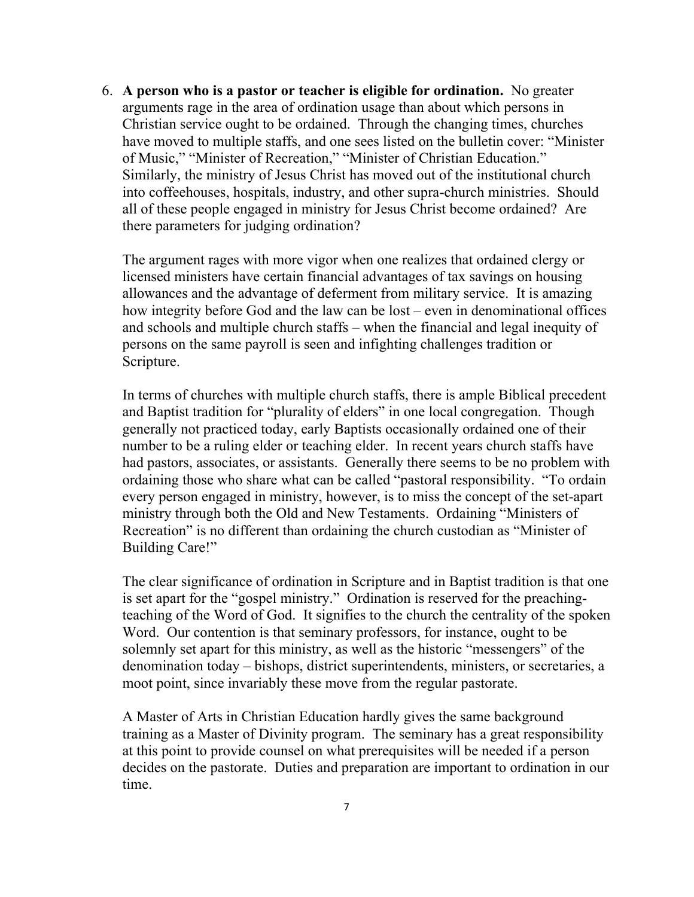6. **A person who is a pastor or teacher is eligible for ordination.** No greater arguments rage in the area of ordination usage than about which persons in Christian service ought to be ordained. Through the changing times, churches have moved to multiple staffs, and one sees listed on the bulletin cover: "Minister of Music," "Minister of Recreation," "Minister of Christian Education." Similarly, the ministry of Jesus Christ has moved out of the institutional church into coffeehouses, hospitals, industry, and other supra-church ministries. Should all of these people engaged in ministry for Jesus Christ become ordained? Are there parameters for judging ordination?

   The argument rages with more vigor when one realizes that ordained clergy or licensed ministers have certain financial advantages of tax savings on housing allowances and the advantage of deferment from military service. It is amazing how integrity before God and the law can be lost – even in denominational offices and schools and multiple church staffs – when the financial and legal inequity of persons on the same payroll is seen and infighting challenges tradition or Scripture.

   In terms of churches with multiple church staffs, there is ample Biblical precedent and Baptist tradition for "plurality of elders" in one local congregation. Though generally not practiced today, early Baptists occasionally ordained one of their number to be a ruling elder or teaching elder. In recent years church staffs have had pastors, associates, or assistants. Generally there seems to be no problem with ordaining those who share what can be called "pastoral responsibility. "To ordain every person engaged in ministry, however, is to miss the concept of the set-apart ministry through both the Old and New Testaments. Ordaining "Ministers of Recreation" is no different than ordaining the church custodian as "Minister of Building Care!"

   The clear significance of ordination in Scripture and in Baptist tradition is that one is set apart for the "gospel ministry." Ordination is reserved for the preaching-teaching of the Word of God. It signifies to the church the centrality of the spoken Word. Our contention is that seminary professors, for instance, ought to be solemnly set apart for this ministry, as well as the historic "messengers" of the denomination today – bishops, district superintendents, ministers, or secretaries, a moot point, since invariably these move from the regular pastorate.

   A Master of Arts in Christian Education hardly gives the same background training as a Master of Divinity program. The seminary has a great responsibility at this point to provide counsel on what prerequisites will be needed if a person decides on the pastorate. Duties and preparation are important to ordination in our time.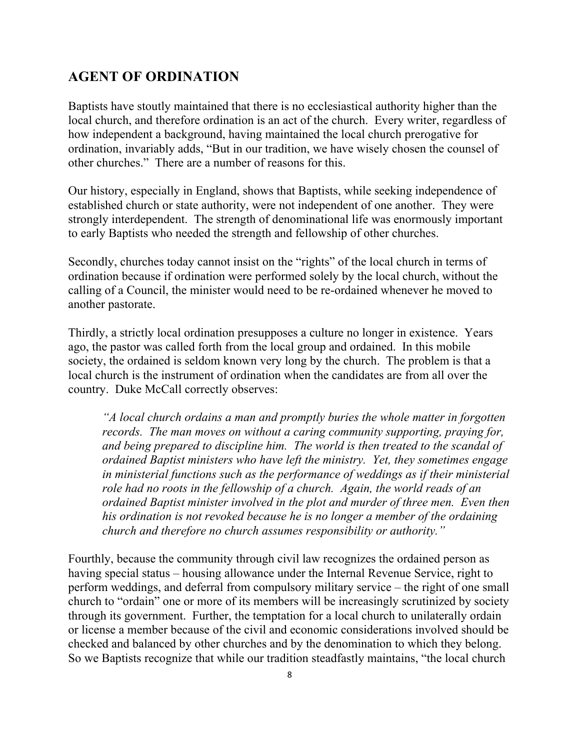## AGENT OF ORDINATION

Baptists have stoutly maintained that there is no ecclesiastical authority higher than the local church, and therefore ordination is an act of the church. Every writer, regardless of how independent a background, having maintained the local church prerogative for ordination, invariably adds, "But in our tradition, we have wisely chosen the counsel of other churches." There are a number of reasons for this.

Our history, especially in England, shows that Baptists, while seeking independence of established church or state authority, were not independent of one another. They were strongly interdependent. The strength of denominational life was enormously important to early Baptists who needed the strength and fellowship of other churches.

Secondly, churches today cannot insist on the "rights" of the local church in terms of ordination because if ordination were performed solely by the local church, without the calling of a Council, the minister would need to be re-ordained whenever he moved to another pastorate.

Thirdly, a strictly local ordination presupposes a culture no longer in existence. Years ago, the pastor was called forth from the local group and ordained. In this mobile society, the ordained is seldom known very long by the church. The problem is that a local church is the instrument of ordination when the candidates are from all over the country. Duke McCall correctly observes:

> *"A local church ordains a man and promptly buries the whole matter in forgotten records. The man moves on without a caring community supporting, praying for, and being prepared to discipline him. The world is then treated to the scandal of ordained Baptist ministers who have left the ministry. Yet, they sometimes engage in ministerial functions such as the performance of weddings as if their ministerial role had no roots in the fellowship of a church. Again, the world reads of an ordained Baptist minister involved in the plot and murder of three men. Even then his ordination is not revoked because he is no longer a member of the ordaining church and therefore no church assumes responsibility or authority."*

Fourthly, because the community through civil law recognizes the ordained person as having special status – housing allowance under the Internal Revenue Service, right to perform weddings, and deferral from compulsory military service – the right of one small church to "ordain" one or more of its members will be increasingly scrutinized by society through its government. Further, the temptation for a local church to unilaterally ordain or license a member because of the civil and economic considerations involved should be checked and balanced by other churches and by the denomination to which they belong. So we Baptists recognize that while our tradition steadfastly maintains, "the local church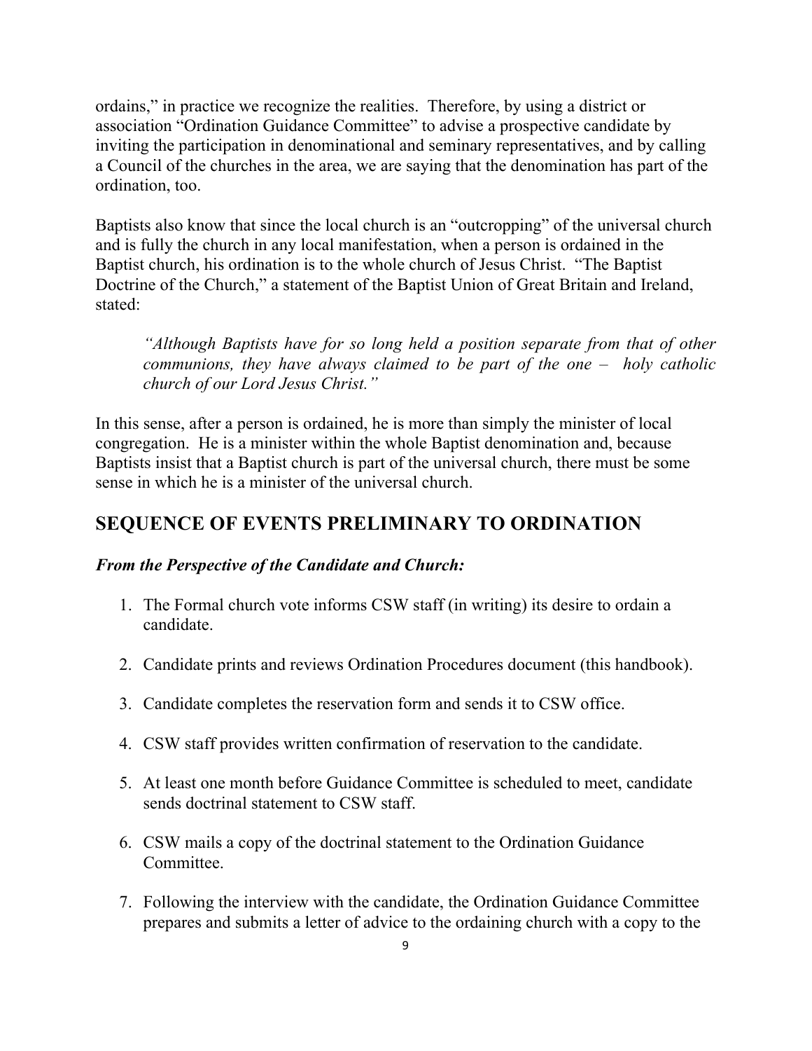ordains," in practice we recognize the realities. Therefore, by using a district or association "Ordination Guidance Committee" to advise a prospective candidate by inviting the participation in denominational and seminary representatives, and by calling a Council of the churches in the area, we are saying that the denomination has part of the ordination, too.

Baptists also know that since the local church is an "outcropping" of the universal church and is fully the church in any local manifestation, when a person is ordained in the Baptist church, his ordination is to the whole church of Jesus Christ. "The Baptist Doctrine of the Church," a statement of the Baptist Union of Great Britain and Ireland, stated:

> *"Although Baptists have for so long held a position separate from that of other communions, they have always claimed to be part of the one – holy catholic church of our Lord Jesus Christ."*

In this sense, after a person is ordained, he is more than simply the minister of local congregation. He is a minister within the whole Baptist denomination and, because Baptists insist that a Baptist church is part of the universal church, there must be some sense in which he is a minister of the universal church.

## SEQUENCE OF EVENTS PRELIMINARY TO ORDINATION

***From the Perspective of the Candidate and Church:***

1. The Formal church vote informs CSW staff (in writing) its desire to ordain a candidate.

2. Candidate prints and reviews Ordination Procedures document (this handbook).

3. Candidate completes the reservation form and sends it to CSW office.

4. CSW staff provides written confirmation of reservation to the candidate.

5. At least one month before Guidance Committee is scheduled to meet, candidate sends doctrinal statement to CSW staff.

6. CSW mails a copy of the doctrinal statement to the Ordination Guidance Committee.

7. Following the interview with the candidate, the Ordination Guidance Committee prepares and submits a letter of advice to the ordaining church with a copy to the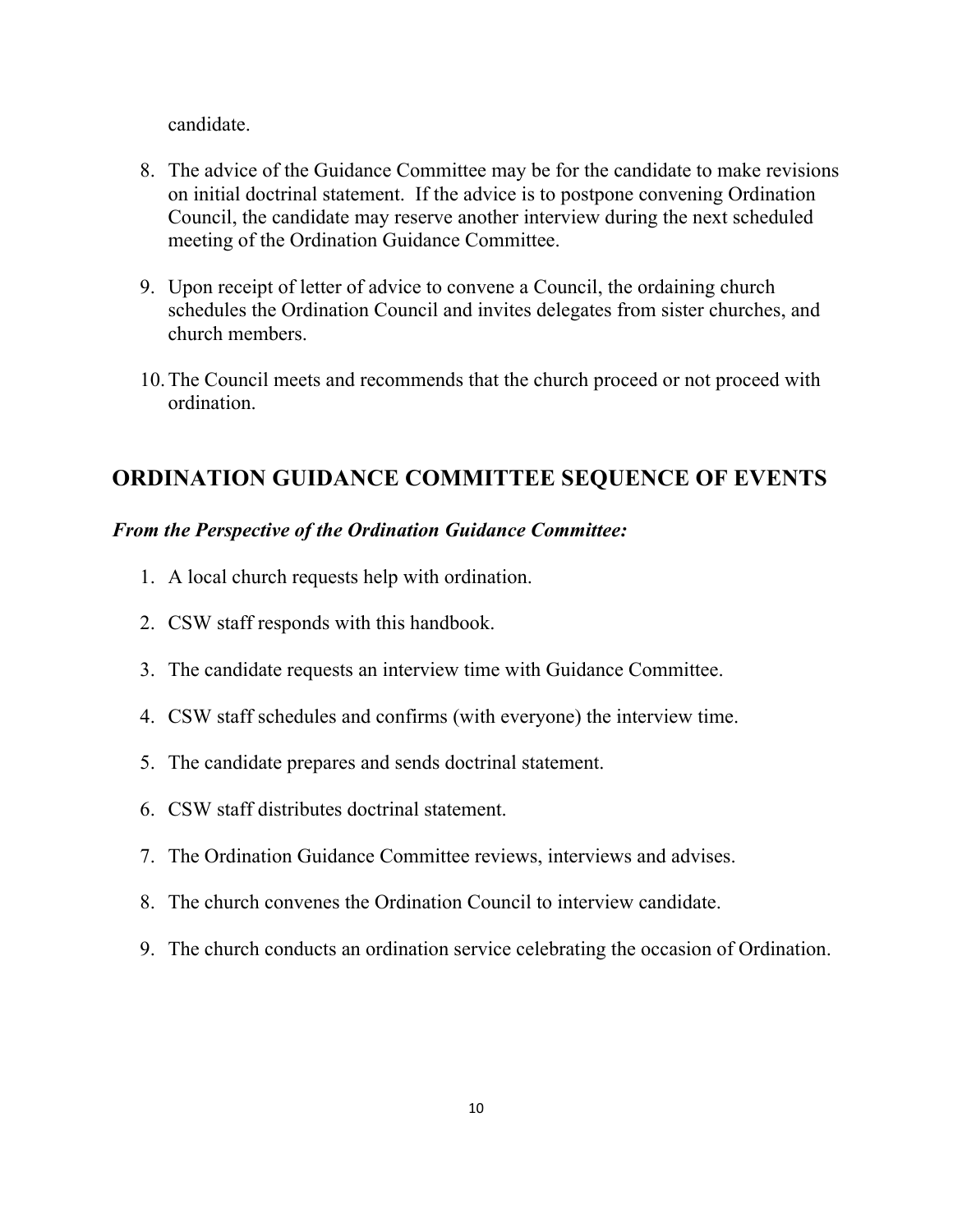candidate.

8. The advice of the Guidance Committee may be for the candidate to make revisions on initial doctrinal statement. If the advice is to postpone convening Ordination Council, the candidate may reserve another interview during the next scheduled meeting of the Ordination Guidance Committee.

9. Upon receipt of letter of advice to convene a Council, the ordaining church schedules the Ordination Council and invites delegates from sister churches, and church members.

10. The Council meets and recommends that the church proceed or not proceed with ordination.

## ORDINATION GUIDANCE COMMITTEE SEQUENCE OF EVENTS

***From the Perspective of the Ordination Guidance Committee:***

1. A local church requests help with ordination.
2. CSW staff responds with this handbook.
3. The candidate requests an interview time with Guidance Committee.
4. CSW staff schedules and confirms (with everyone) the interview time.
5. The candidate prepares and sends doctrinal statement.
6. CSW staff distributes doctrinal statement.
7. The Ordination Guidance Committee reviews, interviews and advises.
8. The church convenes the Ordination Council to interview candidate.
9. The church conducts an ordination service celebrating the occasion of Ordination.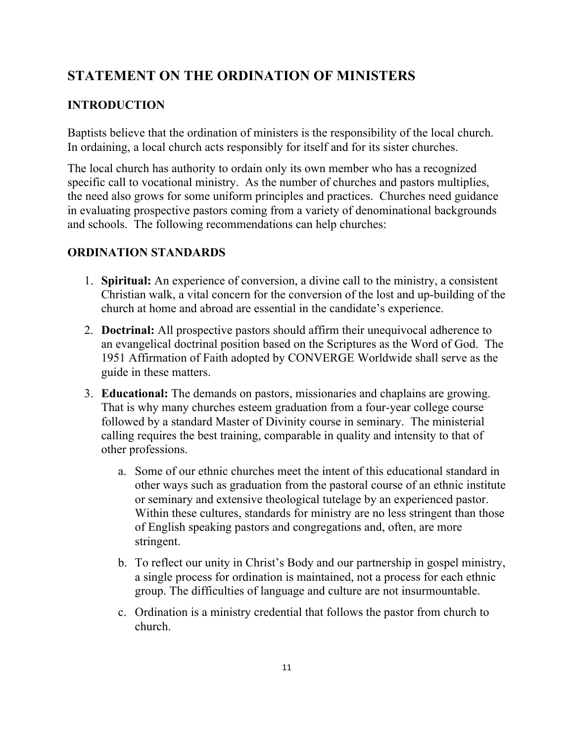## STATEMENT ON THE ORDINATION OF MINISTERS

### INTRODUCTION

Baptists believe that the ordination of ministers is the responsibility of the local church. In ordaining, a local church acts responsibly for itself and for its sister churches.

The local church has authority to ordain only its own member who has a recognized specific call to vocational ministry. As the number of churches and pastors multiplies, the need also grows for some uniform principles and practices. Churches need guidance in evaluating prospective pastors coming from a variety of denominational backgrounds and schools. The following recommendations can help churches:

### ORDINATION STANDARDS

1. **Spiritual:** An experience of conversion, a divine call to the ministry, a consistent Christian walk, a vital concern for the conversion of the lost and up-building of the church at home and abroad are essential in the candidate's experience.
2. **Doctrinal:** All prospective pastors should affirm their unequivocal adherence to an evangelical doctrinal position based on the Scriptures as the Word of God. The 1951 Affirmation of Faith adopted by CONVERGE Worldwide shall serve as the guide in these matters.
3. **Educational:** The demands on pastors, missionaries and chaplains are growing. That is why many churches esteem graduation from a four-year college course followed by a standard Master of Divinity course in seminary. The ministerial calling requires the best training, comparable in quality and intensity to that of other professions.
    a. Some of our ethnic churches meet the intent of this educational standard in other ways such as graduation from the pastoral course of an ethnic institute or seminary and extensive theological tutelage by an experienced pastor. Within these cultures, standards for ministry are no less stringent than those of English speaking pastors and congregations and, often, are more stringent.

    b. To reflect our unity in Christ's Body and our partnership in gospel ministry, a single process for ordination is maintained, not a process for each ethnic group. The difficulties of language and culture are not insurmountable.

    c. Ordination is a ministry credential that follows the pastor from church to church.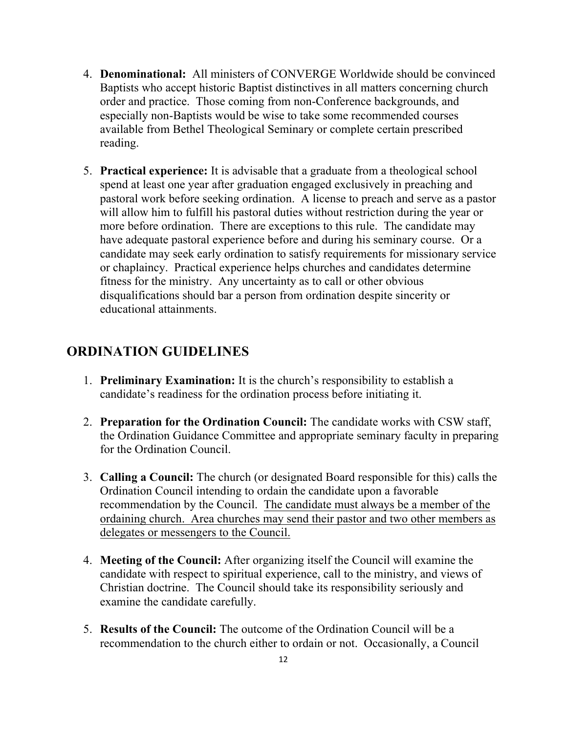4. **Denominational:** All ministers of CONVERGE Worldwide should be convinced Baptists who accept historic Baptist distinctives in all matters concerning church order and practice. Those coming from non-Conference backgrounds, and especially non-Baptists would be wise to take some recommended courses available from Bethel Theological Seminary or complete certain prescribed reading.

5. **Practical experience:** It is advisable that a graduate from a theological school spend at least one year after graduation engaged exclusively in preaching and pastoral work before seeking ordination. A license to preach and serve as a pastor will allow him to fulfill his pastoral duties without restriction during the year or more before ordination. There are exceptions to this rule. The candidate may have adequate pastoral experience before and during his seminary course. Or a candidate may seek early ordination to satisfy requirements for missionary service or chaplaincy. Practical experience helps churches and candidates determine fitness for the ministry. Any uncertainty as to call or other obvious disqualifications should bar a person from ordination despite sincerity or educational attainments.

## ORDINATION GUIDELINES

1. **Preliminary Examination:** It is the church's responsibility to establish a candidate's readiness for the ordination process before initiating it.

2. **Preparation for the Ordination Council:** The candidate works with CSW staff, the Ordination Guidance Committee and appropriate seminary faculty in preparing for the Ordination Council.

3. **Calling a Council:** The church (or designated Board responsible for this) calls the Ordination Council intending to ordain the candidate upon a favorable recommendation by the Council. <u>The candidate must always be a member of the ordaining church. Area churches may send their pastor and two other members as delegates or messengers to the Council.</u>

4. **Meeting of the Council:** After organizing itself the Council will examine the candidate with respect to spiritual experience, call to the ministry, and views of Christian doctrine. The Council should take its responsibility seriously and examine the candidate carefully.

5. **Results of the Council:** The outcome of the Ordination Council will be a recommendation to the church either to ordain or not. Occasionally, a Council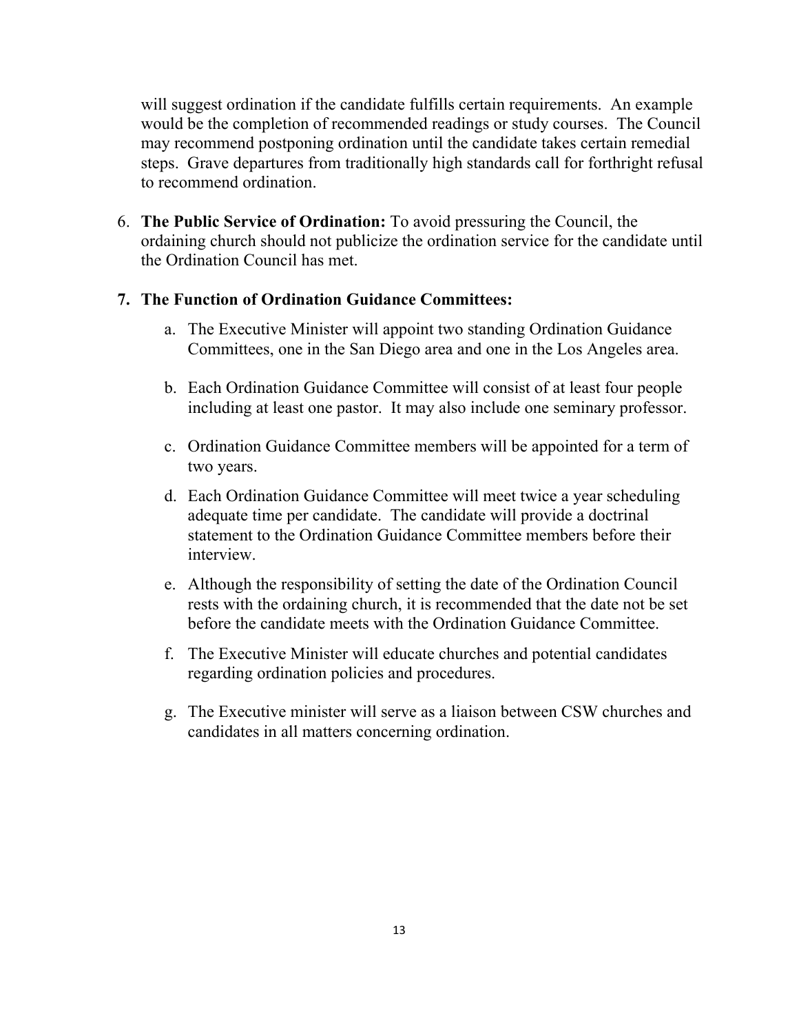will suggest ordination if the candidate fulfills certain requirements. An example would be the completion of recommended readings or study courses. The Council may recommend postponing ordination until the candidate takes certain remedial steps. Grave departures from traditionally high standards call for forthright refusal to recommend ordination.

6. **The Public Service of Ordination:** To avoid pressuring the Council, the ordaining church should not publicize the ordination service for the candidate until the Ordination Council has met.

7. **The Function of Ordination Guidance Committees:**

    a. The Executive Minister will appoint two standing Ordination Guidance Committees, one in the San Diego area and one in the Los Angeles area.

    b. Each Ordination Guidance Committee will consist of at least four people including at least one pastor. It may also include one seminary professor.

    c. Ordination Guidance Committee members will be appointed for a term of two years.

    d. Each Ordination Guidance Committee will meet twice a year scheduling adequate time per candidate. The candidate will provide a doctrinal statement to the Ordination Guidance Committee members before their interview.

    e. Although the responsibility of setting the date of the Ordination Council rests with the ordaining church, it is recommended that the date not be set before the candidate meets with the Ordination Guidance Committee.

    f. The Executive Minister will educate churches and potential candidates regarding ordination policies and procedures.

    g. The Executive minister will serve as a liaison between CSW churches and candidates in all matters concerning ordination.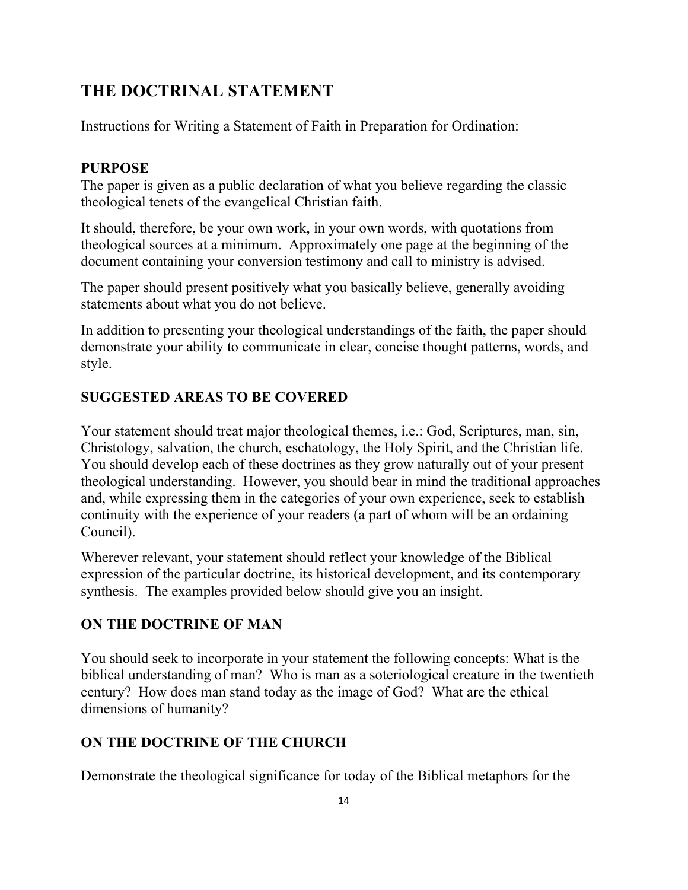# THE DOCTRINAL STATEMENT

Instructions for Writing a Statement of Faith in Preparation for Ordination:

## PURPOSE

The paper is given as a public declaration of what you believe regarding the classic theological tenets of the evangelical Christian faith.

It should, therefore, be your own work, in your own words, with quotations from theological sources at a minimum. Approximately one page at the beginning of the document containing your conversion testimony and call to ministry is advised.

The paper should present positively what you basically believe, generally avoiding statements about what you do not believe.

In addition to presenting your theological understandings of the faith, the paper should demonstrate your ability to communicate in clear, concise thought patterns, words, and style.

## SUGGESTED AREAS TO BE COVERED

Your statement should treat major theological themes, i.e.: God, Scriptures, man, sin, Christology, salvation, the church, eschatology, the Holy Spirit, and the Christian life. You should develop each of these doctrines as they grow naturally out of your present theological understanding. However, you should bear in mind the traditional approaches and, while expressing them in the categories of your own experience, seek to establish continuity with the experience of your readers (a part of whom will be an ordaining Council).

Wherever relevant, your statement should reflect your knowledge of the Biblical expression of the particular doctrine, its historical development, and its contemporary synthesis. The examples provided below should give you an insight.

## ON THE DOCTRINE OF MAN

You should seek to incorporate in your statement the following concepts: What is the biblical understanding of man? Who is man as a soteriological creature in the twentieth century? How does man stand today as the image of God? What are the ethical dimensions of humanity?

## ON THE DOCTRINE OF THE CHURCH

Demonstrate the theological significance for today of the Biblical metaphors for the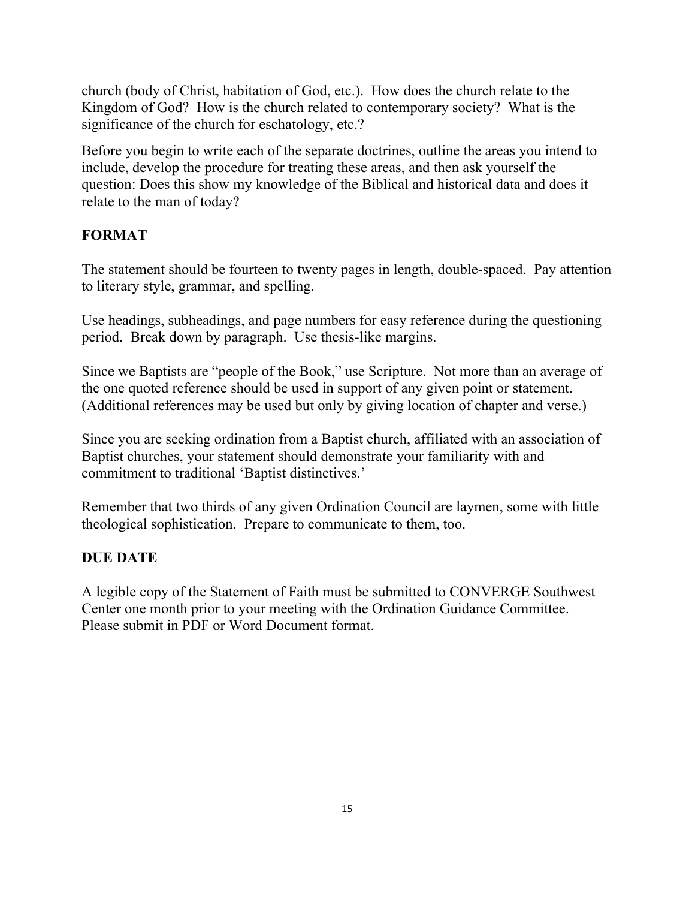church (body of Christ, habitation of God, etc.). How does the church relate to the Kingdom of God? How is the church related to contemporary society? What is the significance of the church for eschatology, etc.?

Before you begin to write each of the separate doctrines, outline the areas you intend to include, develop the procedure for treating these areas, and then ask yourself the question: Does this show my knowledge of the Biblical and historical data and does it relate to the man of today?

## FORMAT

The statement should be fourteen to twenty pages in length, double-spaced. Pay attention to literary style, grammar, and spelling.

Use headings, subheadings, and page numbers for easy reference during the questioning period. Break down by paragraph. Use thesis-like margins.

Since we Baptists are "people of the Book," use Scripture. Not more than an average of the one quoted reference should be used in support of any given point or statement. (Additional references may be used but only by giving location of chapter and verse.)

Since you are seeking ordination from a Baptist church, affiliated with an association of Baptist churches, your statement should demonstrate your familiarity with and commitment to traditional 'Baptist distinctives.'

Remember that two thirds of any given Ordination Council are laymen, some with little theological sophistication. Prepare to communicate to them, too.

## DUE DATE

A legible copy of the Statement of Faith must be submitted to CONVERGE Southwest Center one month prior to your meeting with the Ordination Guidance Committee. Please submit in PDF or Word Document format.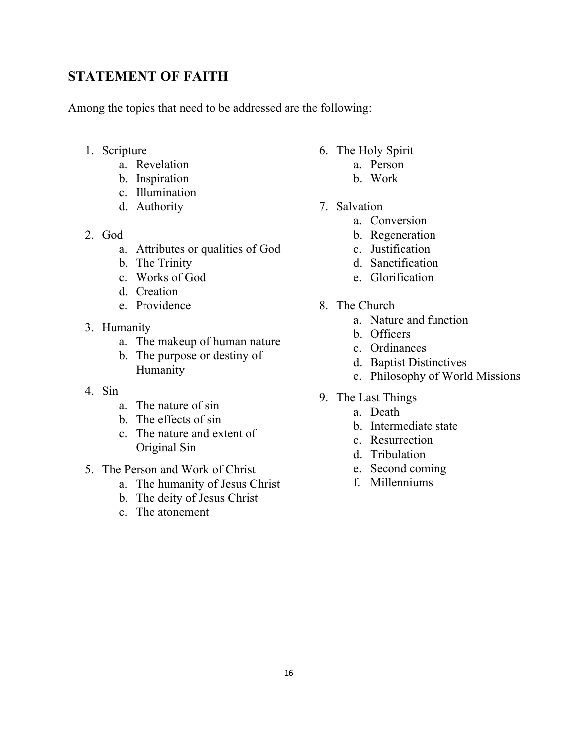## STATEMENT OF FAITH

Among the topics that need to be addressed are the following:

1. Scripture
   a. Revelation
   b. Inspiration
   c. Illumination
   d. Authority

2. God
   a. Attributes or qualities of God
   b. The Trinity
   c. Works of God
   d. Creation
   e. Providence

3. Humanity
   a. The makeup of human nature
   b. The purpose or destiny of Humanity

4. Sin
   a. The nature of sin
   b. The effects of sin
   c. The nature and extent of Original Sin

5. The Person and Work of Christ
   a. The humanity of Jesus Christ
   b. The deity of Jesus Christ
   c. The atonement

6. The Holy Spirit
   a. Person
   b. Work

7. Salvation
   a. Conversion
   b. Regeneration
   c. Justification
   d. Sanctification
   e. Glorification

8. The Church
   a. Nature and function
   b. Officers
   c. Ordinances
   d. Baptist Distinctives
   e. Philosophy of World Missions

9. The Last Things
   a. Death
   b. Intermediate state
   c. Resurrection
   d. Tribulation
   e. Second coming
   f. Millenniums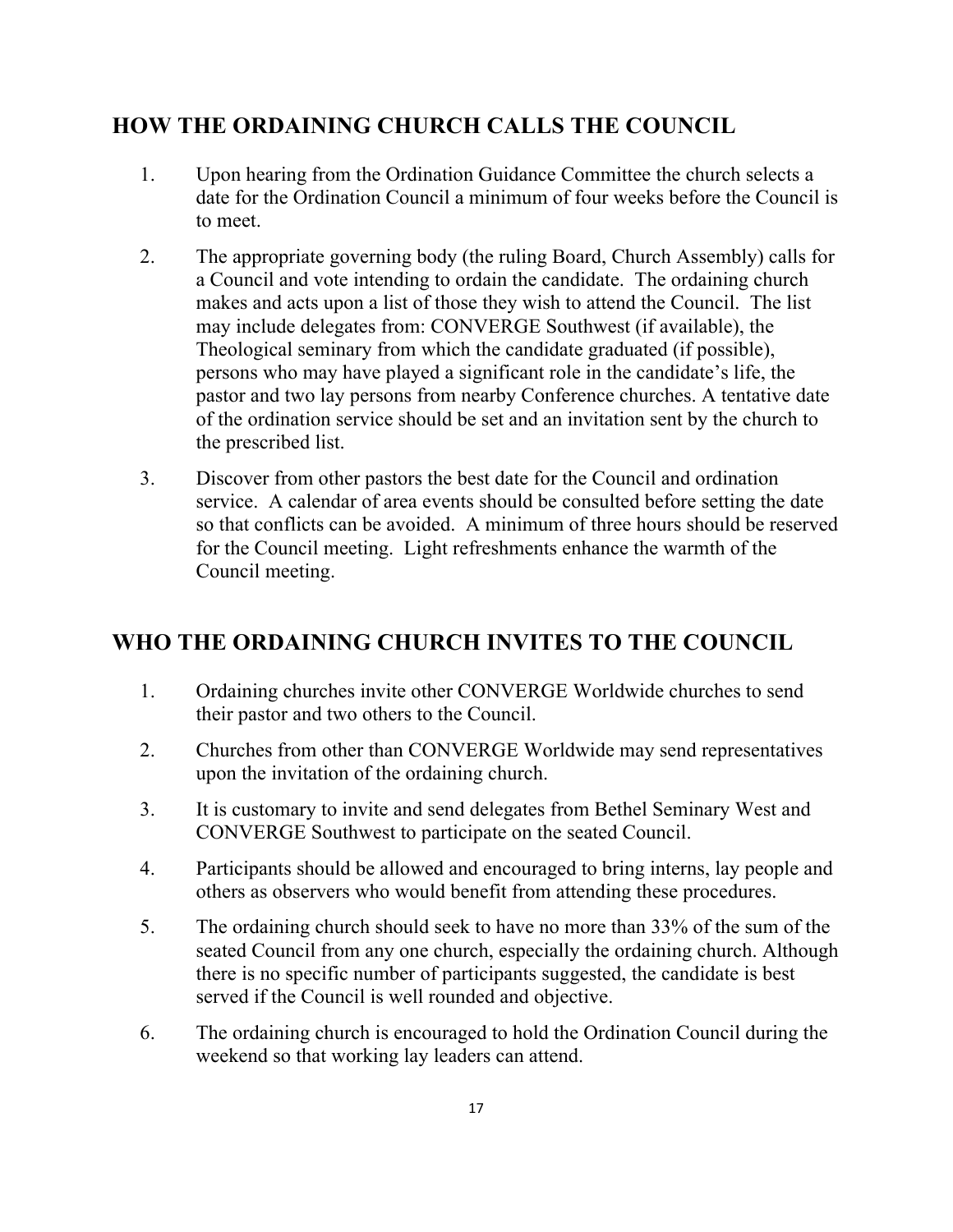## HOW THE ORDAINING CHURCH CALLS THE COUNCIL

1. Upon hearing from the Ordination Guidance Committee the church selects a date for the Ordination Council a minimum of four weeks before the Council is to meet.
2. The appropriate governing body (the ruling Board, Church Assembly) calls for a Council and vote intending to ordain the candidate. The ordaining church makes and acts upon a list of those they wish to attend the Council. The list may include delegates from: CONVERGE Southwest (if available), the Theological seminary from which the candidate graduated (if possible), persons who may have played a significant role in the candidate's life, the pastor and two lay persons from nearby Conference churches. A tentative date of the ordination service should be set and an invitation sent by the church to the prescribed list.
3. Discover from other pastors the best date for the Council and ordination service. A calendar of area events should be consulted before setting the date so that conflicts can be avoided. A minimum of three hours should be reserved for the Council meeting. Light refreshments enhance the warmth of the Council meeting.

## WHO THE ORDAINING CHURCH INVITES TO THE COUNCIL

1. Ordaining churches invite other CONVERGE Worldwide churches to send their pastor and two others to the Council.
2. Churches from other than CONVERGE Worldwide may send representatives upon the invitation of the ordaining church.
3. It is customary to invite and send delegates from Bethel Seminary West and CONVERGE Southwest to participate on the seated Council.
4. Participants should be allowed and encouraged to bring interns, lay people and others as observers who would benefit from attending these procedures.
5. The ordaining church should seek to have no more than 33% of the sum of the seated Council from any one church, especially the ordaining church. Although there is no specific number of participants suggested, the candidate is best served if the Council is well rounded and objective.
6. The ordaining church is encouraged to hold the Ordination Council during the weekend so that working lay leaders can attend.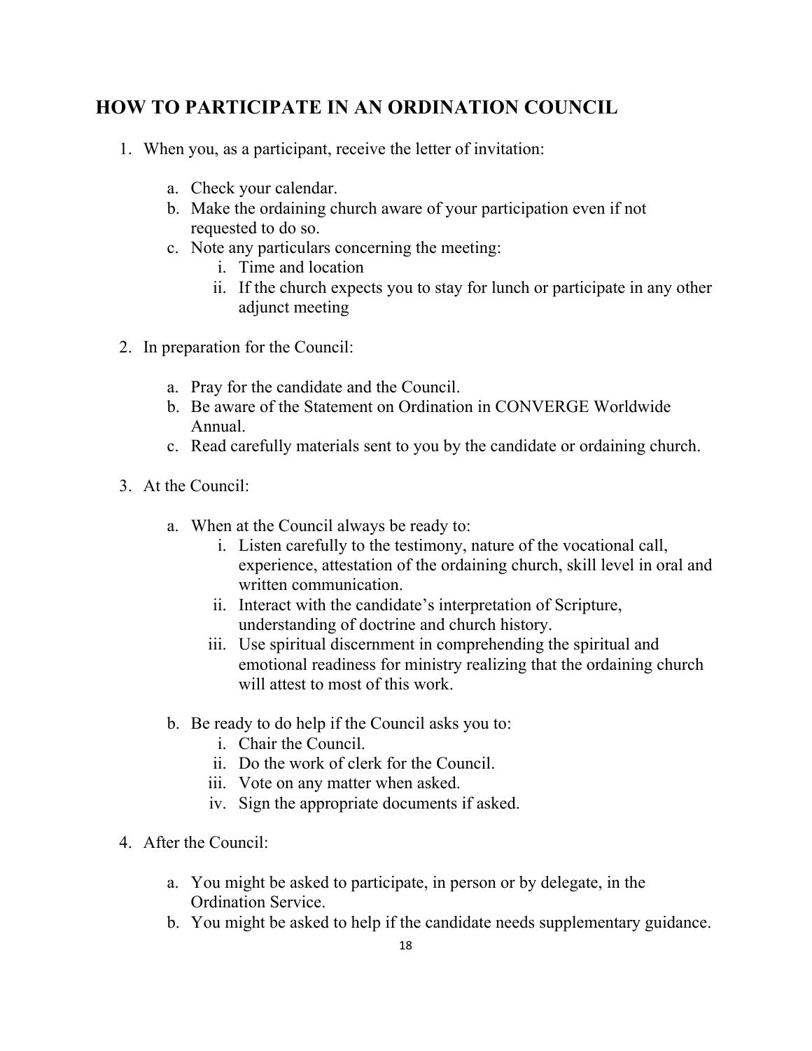## HOW TO PARTICIPATE IN AN ORDINATION COUNCIL

1. When you, as a participant, receive the letter of invitation:

   a. Check your calendar.
   b. Make the ordaining church aware of your participation even if not requested to do so.
   c. Note any particulars concerning the meeting:
      i. Time and location
      ii. If the church expects you to stay for lunch or participate in any other adjunct meeting

2. In preparation for the Council:

   a. Pray for the candidate and the Council.
   b. Be aware of the Statement on Ordination in CONVERGE Worldwide Annual.
   c. Read carefully materials sent to you by the candidate or ordaining church.

3. At the Council:

   a. When at the Council always be ready to:
      i. Listen carefully to the testimony, nature of the vocational call, experience, attestation of the ordaining church, skill level in oral and written communication.
      ii. Interact with the candidate's interpretation of Scripture, understanding of doctrine and church history.
      iii. Use spiritual discernment in comprehending the spiritual and emotional readiness for ministry realizing that the ordaining church will attest to most of this work.

   b. Be ready to do help if the Council asks you to:
      i. Chair the Council.
      ii. Do the work of clerk for the Council.
      iii. Vote on any matter when asked.
      iv. Sign the appropriate documents if asked.

4. After the Council:

   a. You might be asked to participate, in person or by delegate, in the Ordination Service.
   b. You might be asked to help if the candidate needs supplementary guidance.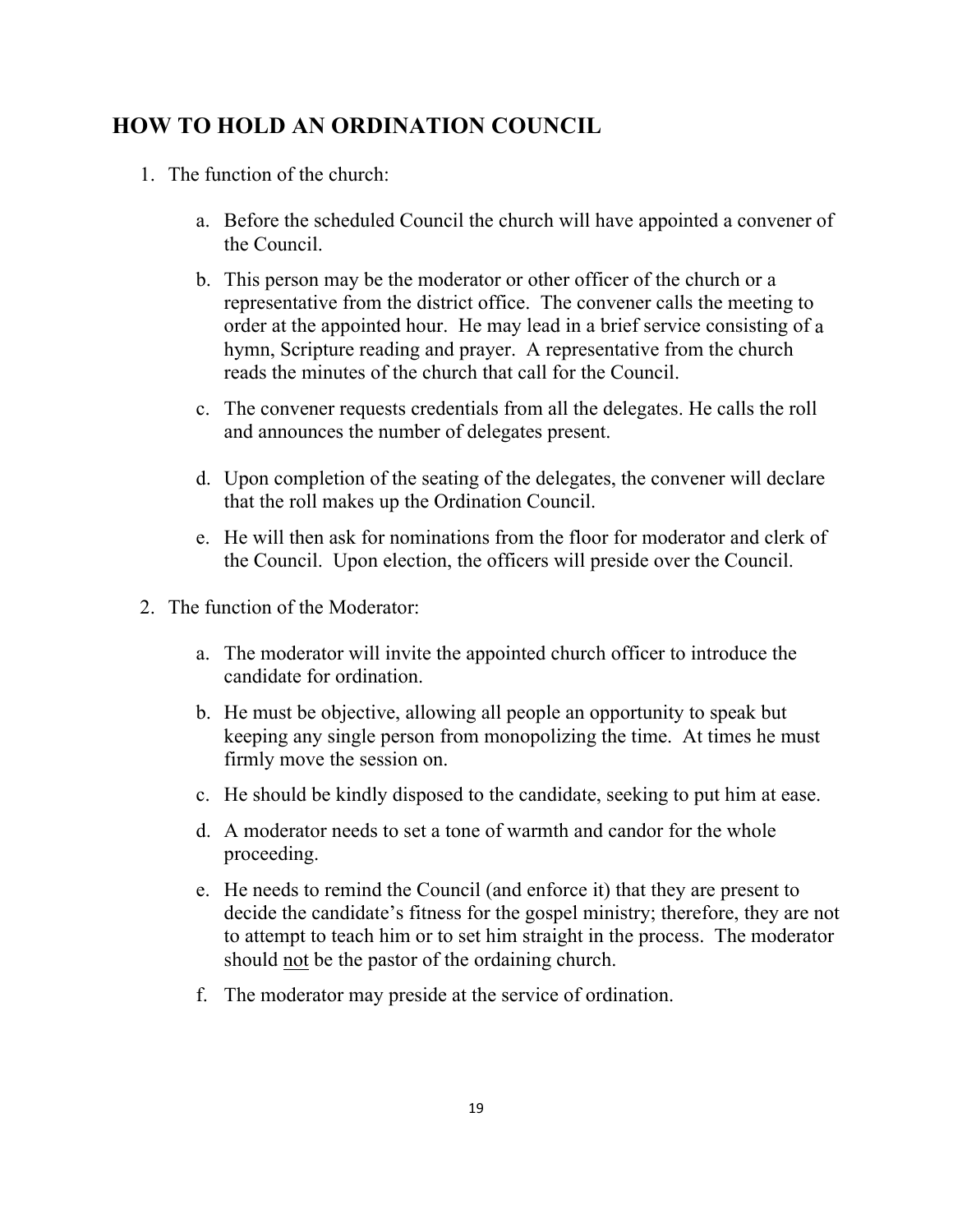## HOW TO HOLD AN ORDINATION COUNCIL

1. The function of the church:

    a. Before the scheduled Council the church will have appointed a convener of the Council.

    b. This person may be the moderator or other officer of the church or a representative from the district office. The convener calls the meeting to order at the appointed hour. He may lead in a brief service consisting of a hymn, Scripture reading and prayer. A representative from the church reads the minutes of the church that call for the Council.

    c. The convener requests credentials from all the delegates. He calls the roll and announces the number of delegates present.

    d. Upon completion of the seating of the delegates, the convener will declare that the roll makes up the Ordination Council.

    e. He will then ask for nominations from the floor for moderator and clerk of the Council. Upon election, the officers will preside over the Council.

2. The function of the Moderator:

    a. The moderator will invite the appointed church officer to introduce the candidate for ordination.

    b. He must be objective, allowing all people an opportunity to speak but keeping any single person from monopolizing the time. At times he must firmly move the session on.

    c. He should be kindly disposed to the candidate, seeking to put him at ease.

    d. A moderator needs to set a tone of warmth and candor for the whole proceeding.

    e. He needs to remind the Council (and enforce it) that they are present to decide the candidate's fitness for the gospel ministry; therefore, they are not to attempt to teach him or to set him straight in the process. The moderator should <u>not</u> be the pastor of the ordaining church.

    f. The moderator may preside at the service of ordination.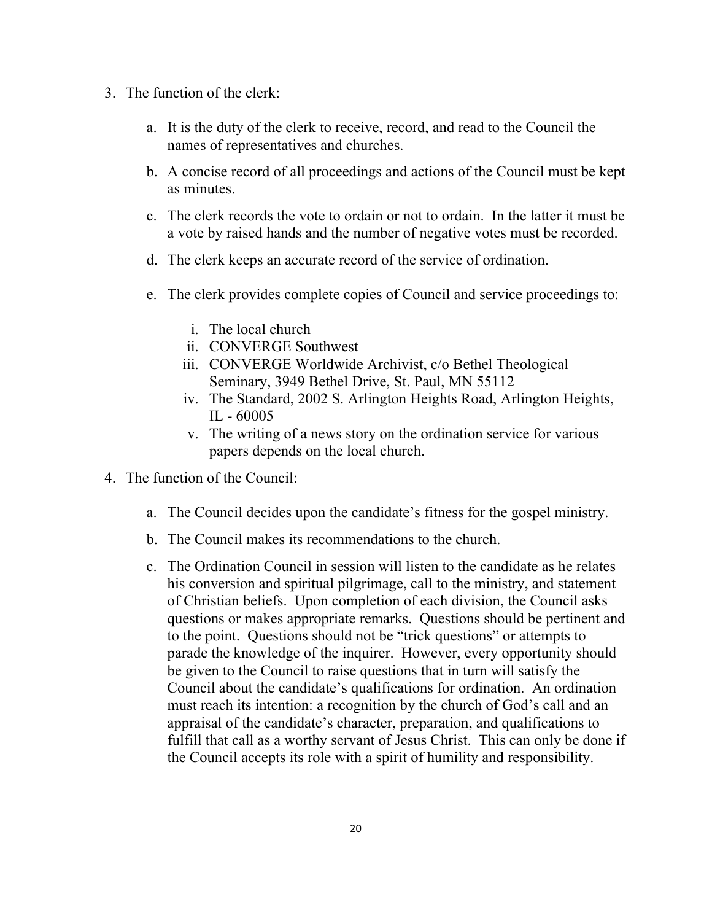3. The function of the clerk:

    a. It is the duty of the clerk to receive, record, and read to the Council the names of representatives and churches.

    b. A concise record of all proceedings and actions of the Council must be kept as minutes.

    c. The clerk records the vote to ordain or not to ordain. In the latter it must be a vote by raised hands and the number of negative votes must be recorded.

    d. The clerk keeps an accurate record of the service of ordination.

    e. The clerk provides complete copies of Council and service proceedings to:

        i. The local church
        ii. CONVERGE Southwest
        iii. CONVERGE Worldwide Archivist, c/o Bethel Theological Seminary, 3949 Bethel Drive, St. Paul, MN 55112
        iv. The Standard, 2002 S. Arlington Heights Road, Arlington Heights, IL - 60005
        v. The writing of a news story on the ordination service for various papers depends on the local church.

4. The function of the Council:

    a. The Council decides upon the candidate's fitness for the gospel ministry.

    b. The Council makes its recommendations to the church.

    c. The Ordination Council in session will listen to the candidate as he relates his conversion and spiritual pilgrimage, call to the ministry, and statement of Christian beliefs. Upon completion of each division, the Council asks questions or makes appropriate remarks. Questions should be pertinent and to the point. Questions should not be "trick questions" or attempts to parade the knowledge of the inquirer. However, every opportunity should be given to the Council to raise questions that in turn will satisfy the Council about the candidate's qualifications for ordination. An ordination must reach its intention: a recognition by the church of God's call and an appraisal of the candidate's character, preparation, and qualifications to fulfill that call as a worthy servant of Jesus Christ. This can only be done if the Council accepts its role with a spirit of humility and responsibility.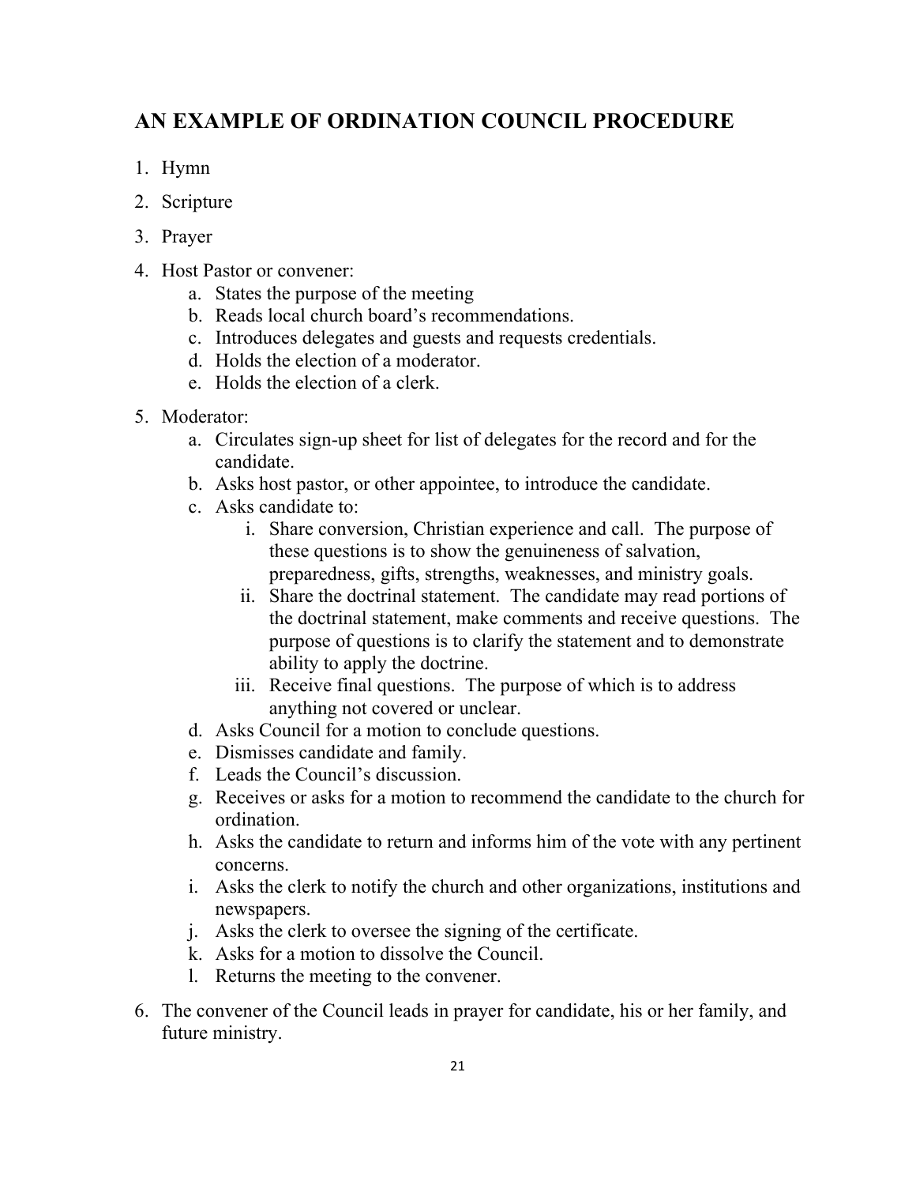## AN EXAMPLE OF ORDINATION COUNCIL PROCEDURE

1. Hymn
2. Scripture
3. Prayer
4. Host Pastor or convener:
    a. States the purpose of the meeting
    b. Reads local church board's recommendations.
    c. Introduces delegates and guests and requests credentials.
    d. Holds the election of a moderator.
    e. Holds the election of a clerk.
5. Moderator:
    a. Circulates sign-up sheet for list of delegates for the record and for the candidate.
    b. Asks host pastor, or other appointee, to introduce the candidate.
    c. Asks candidate to:
        i. Share conversion, Christian experience and call. The purpose of these questions is to show the genuineness of salvation, preparedness, gifts, strengths, weaknesses, and ministry goals.
        ii. Share the doctrinal statement. The candidate may read portions of the doctrinal statement, make comments and receive questions. The purpose of questions is to clarify the statement and to demonstrate ability to apply the doctrine.
        iii. Receive final questions. The purpose of which is to address anything not covered or unclear.
    d. Asks Council for a motion to conclude questions.
    e. Dismisses candidate and family.
    f. Leads the Council's discussion.
    g. Receives or asks for a motion to recommend the candidate to the church for ordination.
    h. Asks the candidate to return and informs him of the vote with any pertinent concerns.
    i. Asks the clerk to notify the church and other organizations, institutions and newspapers.
    j. Asks the clerk to oversee the signing of the certificate.
    k. Asks for a motion to dissolve the Council.
    l. Returns the meeting to the convener.
6. The convener of the Council leads in prayer for candidate, his or her family, and future ministry.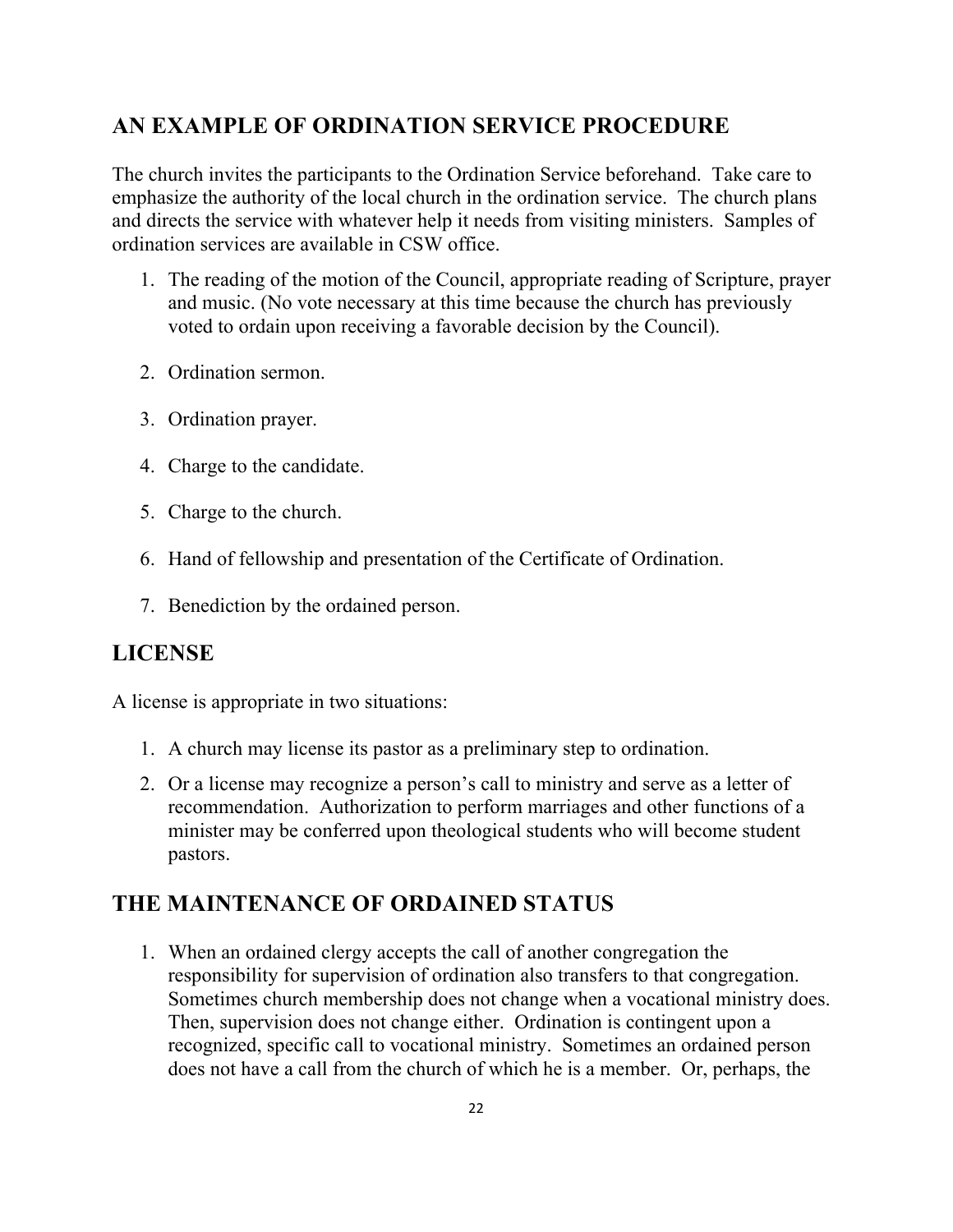## AN EXAMPLE OF ORDINATION SERVICE PROCEDURE

The church invites the participants to the Ordination Service beforehand. Take care to emphasize the authority of the local church in the ordination service. The church plans and directs the service with whatever help it needs from visiting ministers. Samples of ordination services are available in CSW office.

1. The reading of the motion of the Council, appropriate reading of Scripture, prayer and music. (No vote necessary at this time because the church has previously voted to ordain upon receiving a favorable decision by the Council).

2. Ordination sermon.

3. Ordination prayer.

4. Charge to the candidate.

5. Charge to the church.

6. Hand of fellowship and presentation of the Certificate of Ordination.

7. Benediction by the ordained person.

## LICENSE

A license is appropriate in two situations:

1. A church may license its pastor as a preliminary step to ordination.

2. Or a license may recognize a person's call to ministry and serve as a letter of recommendation. Authorization to perform marriages and other functions of a minister may be conferred upon theological students who will become student pastors.

## THE MAINTENANCE OF ORDAINED STATUS

1. When an ordained clergy accepts the call of another congregation the responsibility for supervision of ordination also transfers to that congregation. Sometimes church membership does not change when a vocational ministry does. Then, supervision does not change either. Ordination is contingent upon a recognized, specific call to vocational ministry. Sometimes an ordained person does not have a call from the church of which he is a member. Or, perhaps, the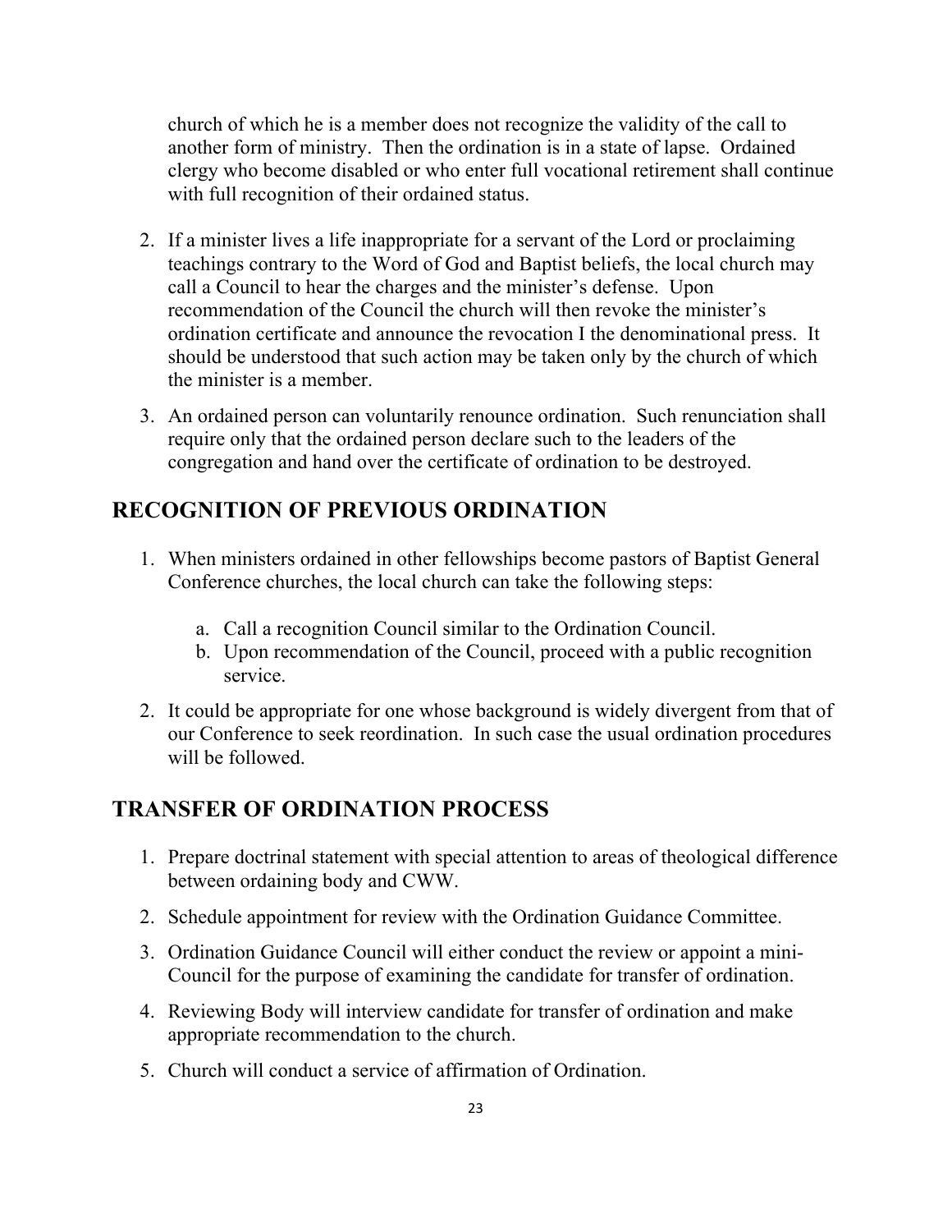church of which he is a member does not recognize the validity of the call to another form of ministry. Then the ordination is in a state of lapse. Ordained clergy who become disabled or who enter full vocational retirement shall continue with full recognition of their ordained status.

2. If a minister lives a life inappropriate for a servant of the Lord or proclaiming teachings contrary to the Word of God and Baptist beliefs, the local church may call a Council to hear the charges and the minister's defense. Upon recommendation of the Council the church will then revoke the minister's ordination certificate and announce the revocation I the denominational press. It should be understood that such action may be taken only by the church of which the minister is a member.

3. An ordained person can voluntarily renounce ordination. Such renunciation shall require only that the ordained person declare such to the leaders of the congregation and hand over the certificate of ordination to be destroyed.

## RECOGNITION OF PREVIOUS ORDINATION

1. When ministers ordained in other fellowships become pastors of Baptist General Conference churches, the local church can take the following steps:
   a. Call a recognition Council similar to the Ordination Council.
   b. Upon recommendation of the Council, proceed with a public recognition service.

2. It could be appropriate for one whose background is widely divergent from that of our Conference to seek reordination. In such case the usual ordination procedures will be followed.

## TRANSFER OF ORDINATION PROCESS

1. Prepare doctrinal statement with special attention to areas of theological difference between ordaining body and CWW.

2. Schedule appointment for review with the Ordination Guidance Committee.

3. Ordination Guidance Council will either conduct the review or appoint a mini-Council for the purpose of examining the candidate for transfer of ordination.

4. Reviewing Body will interview candidate for transfer of ordination and make appropriate recommendation to the church.

5. Church will conduct a service of affirmation of Ordination.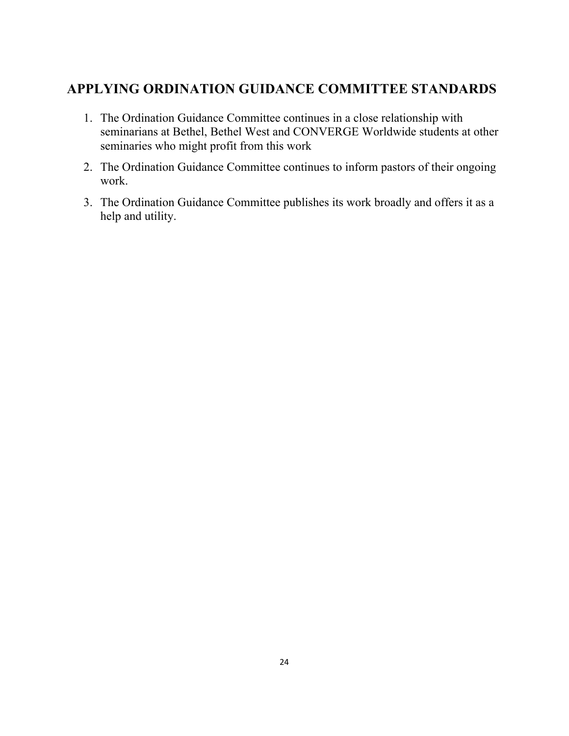## APPLYING ORDINATION GUIDANCE COMMITTEE STANDARDS

1. The Ordination Guidance Committee continues in a close relationship with seminarians at Bethel, Bethel West and CONVERGE Worldwide students at other seminaries who might profit from this work
2. The Ordination Guidance Committee continues to inform pastors of their ongoing work.
3. The Ordination Guidance Committee publishes its work broadly and offers it as a help and utility.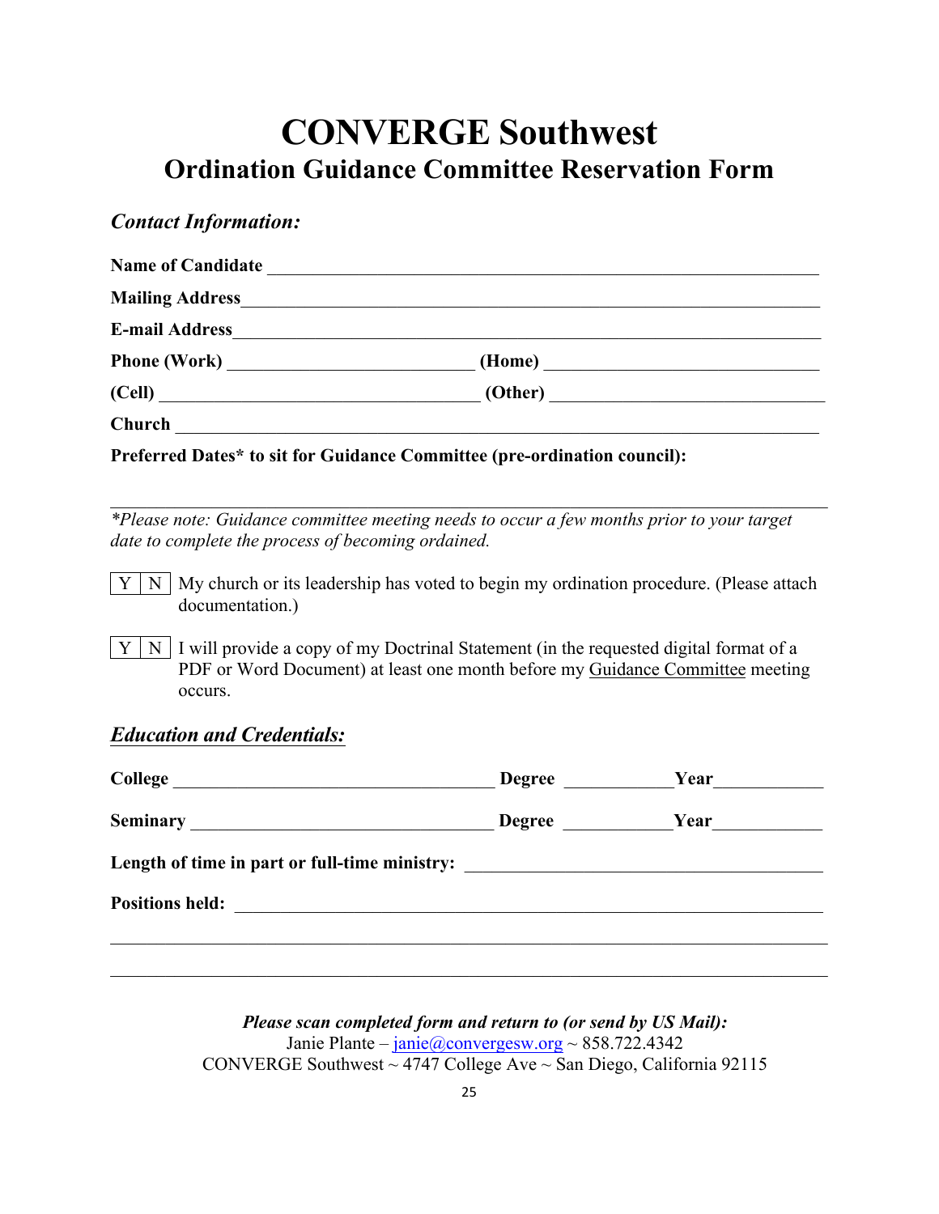# CONVERGE Southwest

## Ordination Guidance Committee Reservation Form

### *Contact Information:*

**Name of Candidate** ____________________________________________________________

**Mailing Address**______________________________________________________________

**E-mail Address**_______________________________________________________________

**Phone (Work)** ___________________________ **(Home)** ______________________________

**(Cell)** ___________________________________ **(Other)** _____________________________

**Church** ______________________________________________________________________

**Preferred Dates\* to sit for Guidance Committee (pre-ordination council):**

_______________________________________________________________________________

*\*Please note: Guidance committee meeting needs to occur a few months prior to your target date to complete the process of becoming ordained.*

| Y | N | My church or its leadership has voted to begin my ordination procedure. (Please attach documentation.)

| Y | N | I will provide a copy of my Doctrinal Statement (in the requested digital format of a PDF or Word Document) at least one month before my Guidance Committee meeting occurs.

### *Education and Credentials:*

**College** ____________________________________ **Degree** ____________**Year**____________

**Seminary** __________________________________ **Degree** ____________**Year**____________

**Length of time in part or full-time ministry:** ______________________________________

**Positions held:** _________________________________________________________________

_______________________________________________________________________________

_______________________________________________________________________________

***Please scan completed form and return to (or send by US Mail):***

Janie Plante – janie@convergesw.org ~ 858.722.4342

CONVERGE Southwest ~ 4747 College Ave ~ San Diego, California 92115